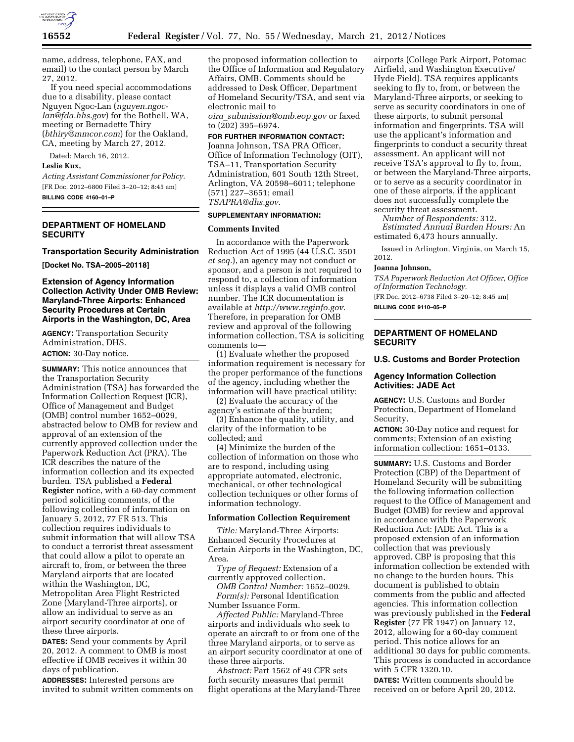name, address, telephone, FAX, and email) to the contact person by March 27, 2012.

If you need special accommodations due to a disability, please contact Nguyen Ngoc-Lan (*nguyen.ngoc-lan@fda.hhs.gov*) for the Bothell, WA, meeting or Bernadette Thiry (*bthiry@mmcor.com*) for the Oakland, CA, meeting by March 27, 2012.

Dated: March 16, 2012.

**Leslie Kux,**

*Acting Assistant Commissioner for Policy.*

[FR Doc. 2012–6800 Filed 3–20–12; 8:45 am]

**BILLING CODE 4160–01–P**

## DEPARTMENT OF HOMELAND SECURITY

### Transportation Security Administration

**[Docket No. TSA–2005–20118]**

### Extension of Agency Information Collection Activity Under OMB Review: Maryland-Three Airports: Enhanced Security Procedures at Certain Airports in the Washington, DC, Area

**AGENCY:** Transportation Security Administration, DHS.

**ACTION:** 30-Day notice.

**SUMMARY:** This notice announces that the Transportation Security Administration (TSA) has forwarded the Information Collection Request (ICR), Office of Management and Budget (OMB) control number 1652–0029, abstracted below to OMB for review and approval of an extension of the currently approved collection under the Paperwork Reduction Act (PRA). The ICR describes the nature of the information collection and its expected burden. TSA published a **Federal Register** notice, with a 60-day comment period soliciting comments, of the following collection of information on January 5, 2012, 77 FR 513. This collection requires individuals to submit information that will allow TSA to conduct a terrorist threat assessment that could allow a pilot to operate an aircraft to, from, or between the three Maryland airports that are located within the Washington, DC, Metropolitan Area Flight Restricted Zone (Maryland-Three airports), or allow an individual to serve as an airport security coordinator at one of these three airports.

**DATES:** Send your comments by April 20, 2012. A comment to OMB is most effective if OMB receives it within 30 days of publication.

**ADDRESSES:** Interested persons are invited to submit written comments on the proposed information collection to the Office of Information and Regulatory Affairs, OMB. Comments should be addressed to Desk Officer, Department of Homeland Security/TSA, and sent via electronic mail to *oira_submission@omb.eop.gov* or faxed to (202) 395–6974.

**FOR FURTHER INFORMATION CONTACT:** Joanna Johnson, TSA PRA Officer, Office of Information Technology (OIT), TSA–11, Transportation Security Administration, 601 South 12th Street, Arlington, VA 20598–6011; telephone (571) 227–3651; email *TSAPRA@dhs.gov*.

**SUPPLEMENTARY INFORMATION:**

#### Comments Invited

In accordance with the Paperwork Reduction Act of 1995 (44 U.S.C. 3501 *et seq.*), an agency may not conduct or sponsor, and a person is not required to respond to, a collection of information unless it displays a valid OMB control number. The ICR documentation is available at *http://www.reginfo.gov*. Therefore, in preparation for OMB review and approval of the following information collection, TSA is soliciting comments to—

(1) Evaluate whether the proposed information requirement is necessary for the proper performance of the functions of the agency, including whether the information will have practical utility;

(2) Evaluate the accuracy of the agency's estimate of the burden;

(3) Enhance the quality, utility, and clarity of the information to be collected; and

(4) Minimize the burden of the collection of information on those who are to respond, including using appropriate automated, electronic, mechanical, or other technological collection techniques or other forms of information technology.

#### Information Collection Requirement

*Title:* Maryland-Three Airports: Enhanced Security Procedures at Certain Airports in the Washington, DC, Area.

*Type of Request:* Extension of a currently approved collection.

*OMB Control Number:* 1652–0029.

*Form(s):* Personal Identification Number Issuance Form.

*Affected Public:* Maryland-Three airports and individuals who seek to operate an aircraft to or from one of the three Maryland airports, or to serve as an airport security coordinator at one of these three airports.

*Abstract:* Part 1562 of 49 CFR sets forth security measures that permit flight operations at the Maryland-Three airports (College Park Airport, Potomac Airfield, and Washington Executive/Hyde Field). TSA requires applicants seeking to fly to, from, or between the Maryland-Three airports, or seeking to serve as security coordinators in one of these airports, to submit personal information and fingerprints. TSA will use the applicant's information and fingerprints to conduct a security threat assessment. An applicant will not receive TSA's approval to fly to, from, or between the Maryland-Three airports, or to serve as a security coordinator in one of these airports, if the applicant does not successfully complete the security threat assessment.

*Number of Respondents:* 312.

*Estimated Annual Burden Hours:* An estimated 6,473 hours annually.

Issued in Arlington, Virginia, on March 15, 2012.

**Joanna Johnson,**

*TSA Paperwork Reduction Act Officer, Office of Information Technology.*

[FR Doc. 2012–6738 Filed 3–20–12; 8:45 am]

**BILLING CODE 9110–05–P**

## DEPARTMENT OF HOMELAND SECURITY

### U.S. Customs and Border Protection

### Agency Information Collection Activities: JADE Act

**AGENCY:** U.S. Customs and Border Protection, Department of Homeland Security.

**ACTION:** 30-Day notice and request for comments; Extension of an existing information collection: 1651–0133.

**SUMMARY:** U.S. Customs and Border Protection (CBP) of the Department of Homeland Security will be submitting the following information collection request to the Office of Management and Budget (OMB) for review and approval in accordance with the Paperwork Reduction Act: JADE Act. This is a proposed extension of an information collection that was previously approved. CBP is proposing that this information collection be extended with no change to the burden hours. This document is published to obtain comments from the public and affected agencies. This information collection was previously published in the **Federal Register** (77 FR 1947) on January 12, 2012, allowing for a 60-day comment period. This notice allows for an additional 30 days for public comments. This process is conducted in accordance with 5 CFR 1320.10.

**DATES:** Written comments should be received on or before April 20, 2012.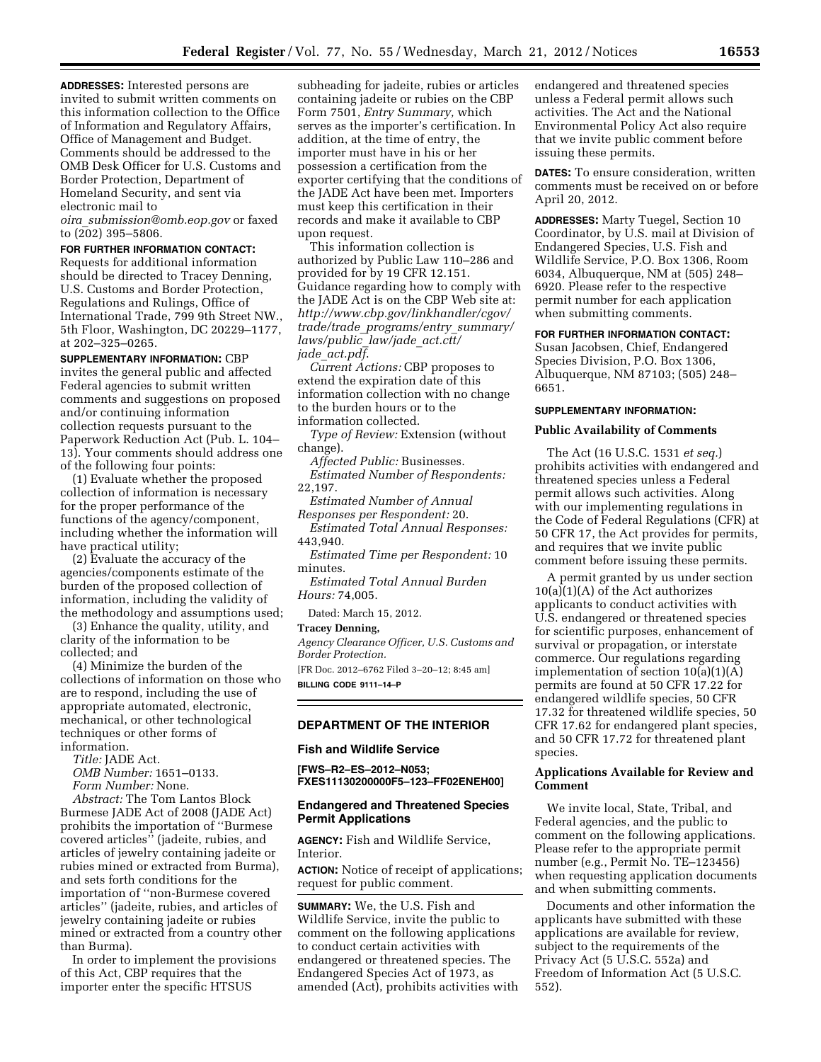**ADDRESSES:** Interested persons are invited to submit written comments on this information collection to the Office of Information and Regulatory Affairs, Office of Management and Budget. Comments should be addressed to the OMB Desk Officer for U.S. Customs and Border Protection, Department of Homeland Security, and sent via electronic mail to *oira_submission@omb.eop.gov* or faxed to (202) 395–5806.

**FOR FURTHER INFORMATION CONTACT:** Requests for additional information should be directed to Tracey Denning, U.S. Customs and Border Protection, Regulations and Rulings, Office of International Trade, 799 9th Street NW., 5th Floor, Washington, DC 20229–1177, at 202–325–0265.

**SUPPLEMENTARY INFORMATION:** CBP invites the general public and affected Federal agencies to submit written comments and suggestions on proposed and/or continuing information collection requests pursuant to the Paperwork Reduction Act (Pub. L. 104–13). Your comments should address one of the following four points:

(1) Evaluate whether the proposed collection of information is necessary for the proper performance of the functions of the agency/component, including whether the information will have practical utility;

(2) Evaluate the accuracy of the agencies/components estimate of the burden of the proposed collection of information, including the validity of the methodology and assumptions used;

(3) Enhance the quality, utility, and clarity of the information to be collected; and

(4) Minimize the burden of the collections of information on those who are to respond, including the use of appropriate automated, electronic, mechanical, or other technological techniques or other forms of information.

*Title:* JADE Act.

*OMB Number:* 1651–0133.

*Form Number:* None.

*Abstract:* The Tom Lantos Block Burmese JADE Act of 2008 (JADE Act) prohibits the importation of ''Burmese covered articles'' (jadeite, rubies, and articles of jewelry containing jadeite or rubies mined or extracted from Burma), and sets forth conditions for the importation of ''non-Burmese covered articles'' (jadeite, rubies, and articles of jewelry containing jadeite or rubies mined or extracted from a country other than Burma).

In order to implement the provisions of this Act, CBP requires that the importer enter the specific HTSUS subheading for jadeite, rubies or articles containing jadeite or rubies on the CBP Form 7501, *Entry Summary,* which serves as the importer's certification. In addition, at the time of entry, the importer must have in his or her possession a certification from the exporter certifying that the conditions of the JADE Act have been met. Importers must keep this certification in their records and make it available to CBP upon request.

This information collection is authorized by Public Law 110–286 and provided for by 19 CFR 12.151. Guidance regarding how to comply with the JADE Act is on the CBP Web site at: *http://www.cbp.gov/linkhandler/cgov/trade/trade_programs/entry_summary/laws/public_law/jade_act.ctt/jade_act.pdf.*

*Current Actions:* CBP proposes to extend the expiration date of this information collection with no change to the burden hours or to the information collected.

*Type of Review:* Extension (without change).

*Affected Public:* Businesses.

*Estimated Number of Respondents:* 22,197.

*Estimated Number of Annual Responses per Respondent:* 20.

*Estimated Total Annual Responses:* 443,940.

*Estimated Time per Respondent:* 10 minutes.

*Estimated Total Annual Burden Hours:* 74,005.

Dated: March 15, 2012.

**Tracey Denning,**

*Agency Clearance Officer, U.S. Customs and Border Protection.*

[FR Doc. 2012–6762 Filed 3–20–12; 8:45 am]

**BILLING CODE 9111–14–P**

## DEPARTMENT OF THE INTERIOR

### Fish and Wildlife Service

**[FWS–R2–ES–2012–N053; FXES11130200000F5–123–FF02ENEH00]**

### Endangered and Threatened Species Permit Applications

**AGENCY:** Fish and Wildlife Service, Interior.

**ACTION:** Notice of receipt of applications; request for public comment.

**SUMMARY:** We, the U.S. Fish and Wildlife Service, invite the public to comment on the following applications to conduct certain activities with endangered or threatened species. The Endangered Species Act of 1973, as amended (Act), prohibits activities with endangered and threatened species unless a Federal permit allows such activities. The Act and the National Environmental Policy Act also require that we invite public comment before issuing these permits.

**DATES:** To ensure consideration, written comments must be received on or before April 20, 2012.

**ADDRESSES:** Marty Tuegel, Section 10 Coordinator, by U.S. mail at Division of Endangered Species, U.S. Fish and Wildlife Service, P.O. Box 1306, Room 6034, Albuquerque, NM at (505) 248–6920. Please refer to the respective permit number for each application when submitting comments.

**FOR FURTHER INFORMATION CONTACT:** Susan Jacobsen, Chief, Endangered Species Division, P.O. Box 1306, Albuquerque, NM 87103; (505) 248–6651.

**SUPPLEMENTARY INFORMATION:**

#### Public Availability of Comments

The Act (16 U.S.C. 1531 *et seq.*) prohibits activities with endangered and threatened species unless a Federal permit allows such activities. Along with our implementing regulations in the Code of Federal Regulations (CFR) at 50 CFR 17, the Act provides for permits, and requires that we invite public comment before issuing these permits.

A permit granted by us under section 10(a)(1)(A) of the Act authorizes applicants to conduct activities with U.S. endangered or threatened species for scientific purposes, enhancement of survival or propagation, or interstate commerce. Our regulations regarding implementation of section 10(a)(1)(A) permits are found at 50 CFR 17.22 for endangered wildlife species, 50 CFR 17.32 for threatened wildlife species, 50 CFR 17.62 for endangered plant species, and 50 CFR 17.72 for threatened plant species.

#### Applications Available for Review and Comment

We invite local, State, Tribal, and Federal agencies, and the public to comment on the following applications. Please refer to the appropriate permit number (e.g., Permit No. TE–123456) when requesting application documents and when submitting comments.

Documents and other information the applicants have submitted with these applications are available for review, subject to the requirements of the Privacy Act (5 U.S.C. 552a) and Freedom of Information Act (5 U.S.C. 552).